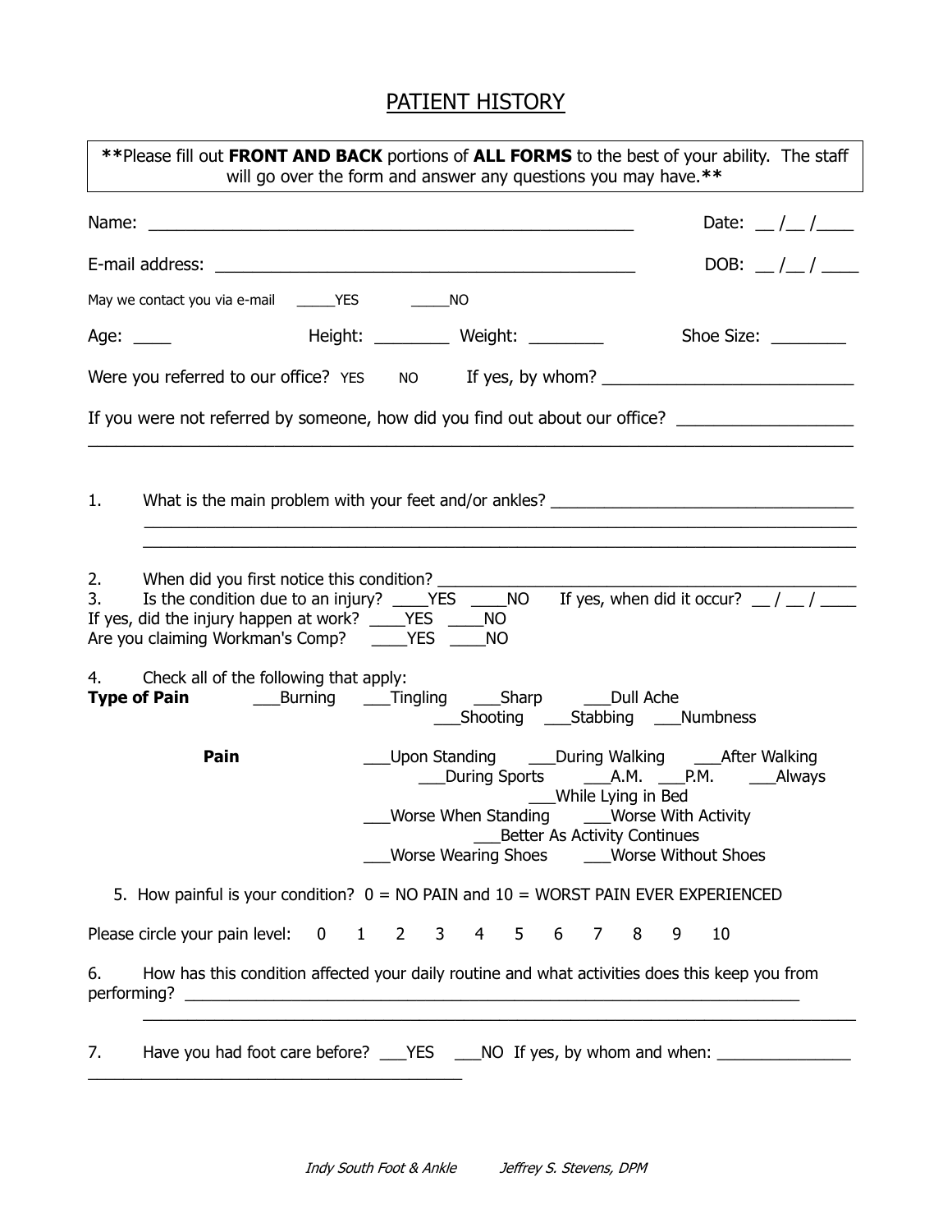# PATIENT HISTORY

> ****Please fill out **FRONT AND BACK** portions of **ALL FORMS** to the best of your ability. The staff will go over the form and answer any questions you may have.****

Name: ______________________________________________________ Date: __ /__ /____

E-mail address: ____________________________________________ DOB: __ /__ / ____

May we contact you via e-mail _____YES _____NO

Age: ____ Height: ________ Weight: ________ Shoe Size: ________

Were you referred to our office? YES NO If yes, by whom? ___________________________

If you were not referred by someone, how did you find out about our office? __________________
_______________________________________________________________________________

1. What is the main problem with your feet and/or ankles? ___________________________________
_______________________________________________________________________________
_______________________________________________________________________________

2. When did you first notice this condition? _____________________________________________
3. Is the condition due to an injury? ____YES ____NO If yes, when did it occur? __ / __ / ____

If yes, did the injury happen at work? ____YES ____NO
Are you claiming Workman's Comp? ____YES ____NO

4. Check all of the following that apply:

**Type of Pain** ___Burning ___Tingling ___Sharp ___Dull Ache ___Shooting ___Stabbing ___Numbness

**Pain** ___Upon Standing ___During Walking ___After Walking ___During Sports ___A.M. ___P.M. ___Always ___While Lying in Bed ___Worse When Standing ___Worse With Activity ___Better As Activity Continues ___Worse Wearing Shoes ___Worse Without Shoes

5. How painful is your condition? 0 = NO PAIN and 10 = WORST PAIN EVER EXPERIENCED

Please circle your pain level: 0 1 2 3 4 5 6 7 8 9 10

6. How has this condition affected your daily routine and what activities does this keep you from performing? _________________________________________________________________________
_______________________________________________________________________________

7. Have you had foot care before? ___YES ___NO If yes, by whom and when: _______________
____________________________________________

*Indy South Foot & Ankle Jeffrey S. Stevens, DPM*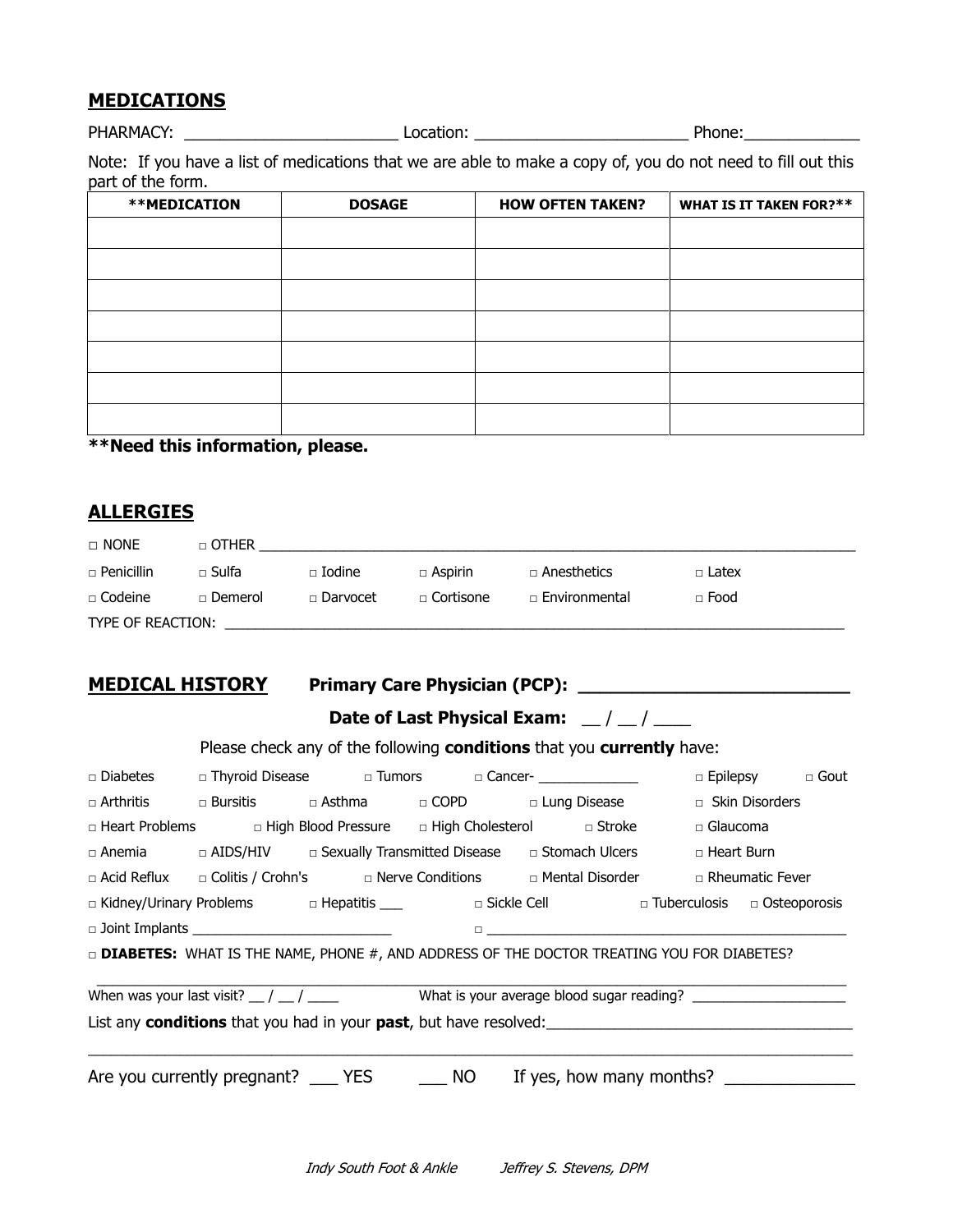## MEDICATIONS

PHARMACY: ________________________ Location: ________________________ Phone:_____________

Note: If you have a list of medications that we are able to make a copy of, you do not need to fill out this part of the form.

| **MEDICATION | DOSAGE | HOW OFTEN TAKEN? | WHAT IS IT TAKEN FOR?** |
|---|---|---|---|
| | | | |
| | | | |
| | | | |
| | | | |
| | | | |
| | | | |
| | | | |

**Need this information, please.**

## ALLERGIES

□ NONE □ OTHER ______________________________________________________________________________

□ Penicillin □ Sulfa □ Iodine □ Aspirin □ Anesthetics □ Latex

□ Codeine □ Demerol □ Darvocet □ Cortisone □ Environmental □ Food

TYPE OF REACTION: ___________________________________________________________________________

## MEDICAL HISTORY **Primary Care Physician (PCP): ___________________________**

**Date of Last Physical Exam: __ / __ / ____**

Please check any of the following **conditions** that you **currently** have:

□ Diabetes □ Thyroid Disease □ Tumors □ Cancer- _____________ □ Epilepsy □ Gout

□ Arthritis □ Bursitis □ Asthma □ COPD □ Lung Disease □ Skin Disorders

□ Heart Problems □ High Blood Pressure □ High Cholesterol □ Stroke □ Glaucoma

□ Anemia □ AIDS/HIV □ Sexually Transmitted Disease □ Stomach Ulcers □ Heart Burn

□ Acid Reflux □ Colitis / Crohn's □ Nerve Conditions □ Mental Disorder □ Rheumatic Fever

□ Kidney/Urinary Problems □ Hepatitis ___ □ Sickle Cell □ Tuberculosis □ Osteoporosis

□ Joint Implants _________________________ □ ______________________________________________

□ **DIABETES:** WHAT IS THE NAME, PHONE #, AND ADDRESS OF THE DOCTOR TREATING YOU FOR DIABETES?

___________________________________________________________________________________________

When was your last visit? __ / __ / ____ What is your average blood sugar reading? ____________________

List any **conditions** that you had in your **past**, but have resolved:_____________________________________

___________________________________________________________________________________________

Are you currently pregnant? ___ YES ___ NO If yes, how many months? ______________

*Indy South Foot & Ankle Jeffrey S. Stevens, DPM*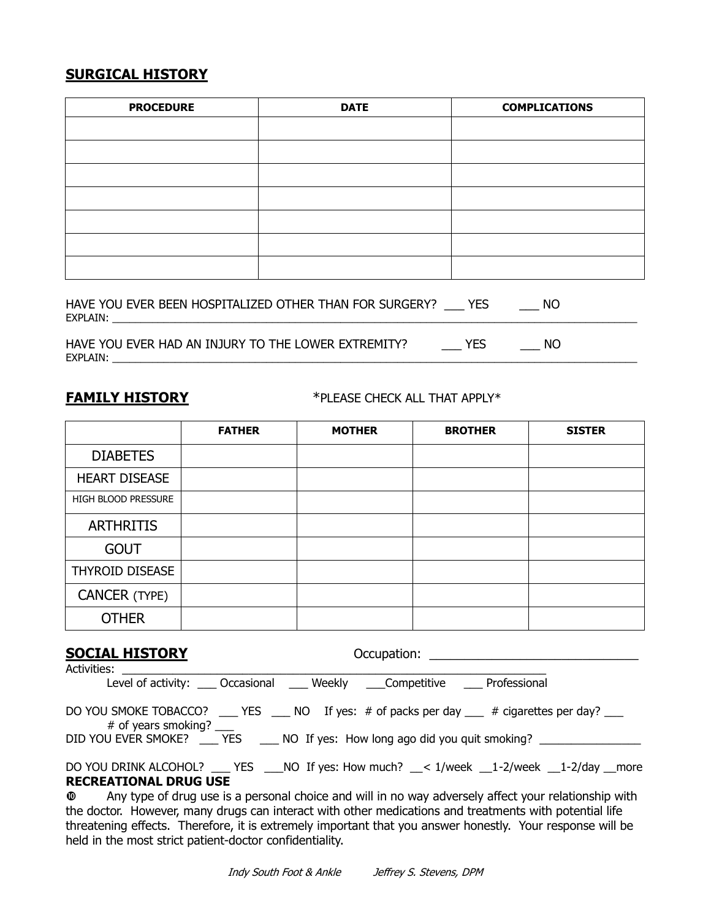## SURGICAL HISTORY

| PROCEDURE | DATE | COMPLICATIONS |
|---|---|---|
| | | |
| | | |
| | | |
| | | |
| | | |
| | | |
| | | |

HAVE YOU EVER BEEN HOSPITALIZED OTHER THAN FOR SURGERY? ___ YES ___ NO
EXPLAIN: ___________________________________________________________________________________________

HAVE YOU EVER HAD AN INJURY TO THE LOWER EXTREMITY? ___ YES ___ NO
EXPLAIN: ___________________________________________________________________________________________

## FAMILY HISTORY

*PLEASE CHECK ALL THAT APPLY*

| | FATHER | MOTHER | BROTHER | SISTER |
|---|---|---|---|---|
| DIABETES | | | | |
| HEART DISEASE | | | | |
| HIGH BLOOD PRESSURE | | | | |
| ARTHRITIS | | | | |
| GOUT | | | | |
| THYROID DISEASE | | | | |
| CANCER (TYPE) | | | | |
| OTHER | | | | |

## SOCIAL HISTORY

Occupation: ______________________________

Activities: ______________________________________________________________

Level of activity: ___ Occasional ___ Weekly ___Competitive ___ Professional

DO YOU SMOKE TOBACCO? ___ YES ___ NO If yes: # of packs per day ___ # cigarettes per day? ___
# of years smoking? ___

DID YOU EVER SMOKE? ___ YES ___ NO If yes: How long ago did you quit smoking? ________________

DO YOU DRINK ALCOHOL? ___ YES ___NO If yes: How much? __< 1/week __1-2/week __1-2/day __more

**RECREATIONAL DRUG USE**

➓ Any type of drug use is a personal choice and will in no way adversely affect your relationship with the doctor. However, many drugs can interact with other medications and treatments with potential life threatening effects. Therefore, it is extremely important that you answer honestly. Your response will be held in the most strict patient-doctor confidentiality.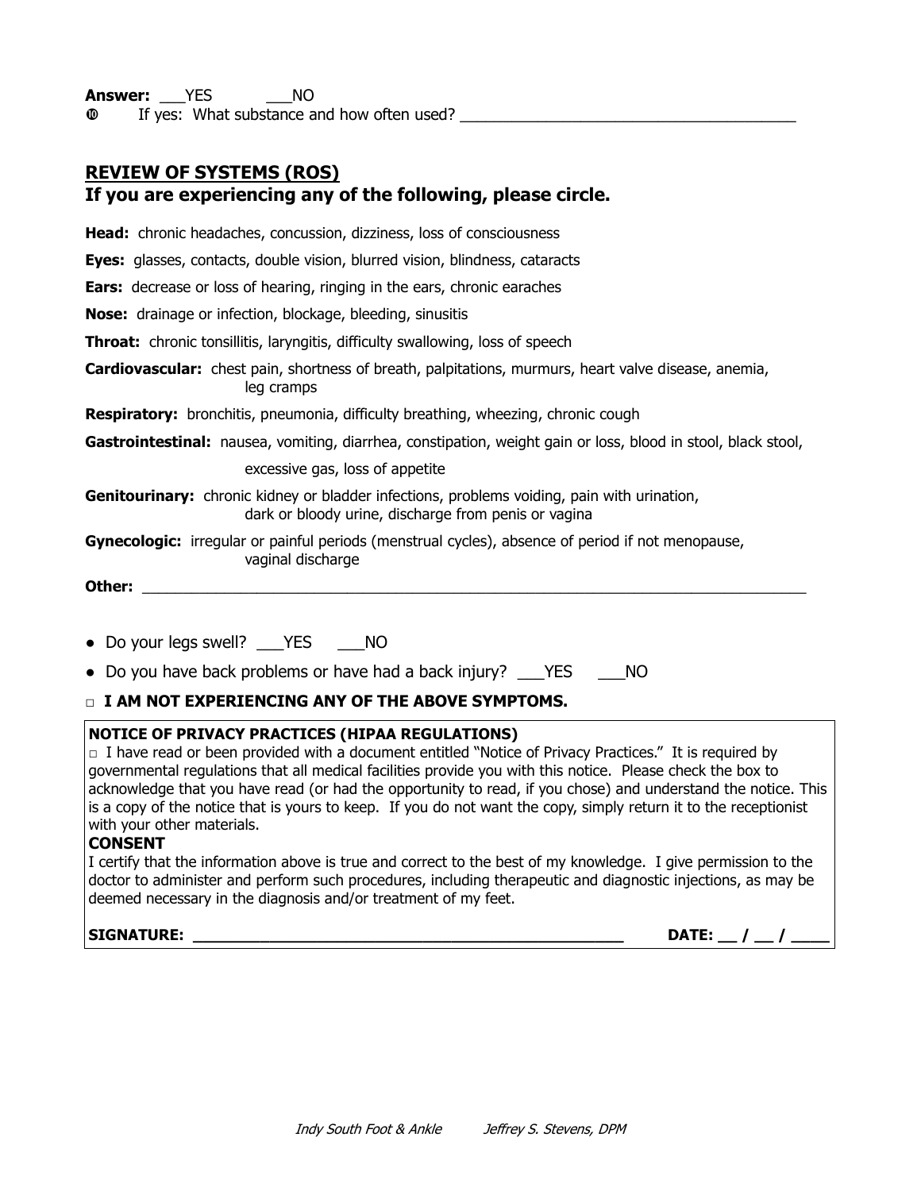**Answer:** ___YES ___NO

➓ If yes: What substance and how often used? ______________________________________

## REVIEW OF SYSTEMS (ROS)

### If you are experiencing any of the following, please circle.

**Head:** chronic headaches, concussion, dizziness, loss of consciousness

**Eyes:** glasses, contacts, double vision, blurred vision, blindness, cataracts

**Ears:** decrease or loss of hearing, ringing in the ears, chronic earaches

**Nose:** drainage or infection, blockage, bleeding, sinusitis

**Throat:** chronic tonsillitis, laryngitis, difficulty swallowing, loss of speech

**Cardiovascular:** chest pain, shortness of breath, palpitations, murmurs, heart valve disease, anemia, leg cramps

**Respiratory:** bronchitis, pneumonia, difficulty breathing, wheezing, chronic cough

**Gastrointestinal:** nausea, vomiting, diarrhea, constipation, weight gain or loss, blood in stool, black stool, excessive gas, loss of appetite

**Genitourinary:** chronic kidney or bladder infections, problems voiding, pain with urination, dark or bloody urine, discharge from penis or vagina

**Gynecologic:** irregular or painful periods (menstrual cycles), absence of period if not menopause, vaginal discharge

**Other:** ______________________________________________________________________________

- Do your legs swell? ___YES ___NO
- Do you have back problems or have had a back injury? ___YES ___NO

□ **I AM NOT EXPERIENCING ANY OF THE ABOVE SYMPTOMS.**

**NOTICE OF PRIVACY PRACTICES (HIPAA REGULATIONS)**

□ I have read or been provided with a document entitled "Notice of Privacy Practices." It is required by governmental regulations that all medical facilities provide you with this notice. Please check the box to acknowledge that you have read (or had the opportunity to read, if you chose) and understand the notice. This is a copy of the notice that is yours to keep. If you do not want the copy, simply return it to the receptionist with your other materials.

**CONSENT**

I certify that the information above is true and correct to the best of my knowledge. I give permission to the doctor to administer and perform such procedures, including therapeutic and diagnostic injections, as may be deemed necessary in the diagnosis and/or treatment of my feet.

**SIGNATURE: ______________________________________________** **DATE: __ / __ / ____**